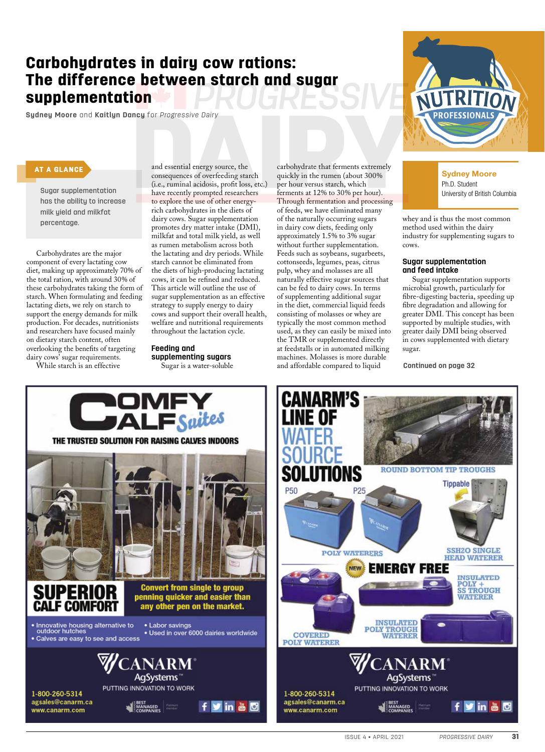# Carbohydrates in dairy cow rations: The difference between starch and sugar supplementation

**Sydney Moore** and **Kaitlyn Dancy** for *Progressive Dairy*

**AT A GLANCE**

Sugar supplementation has the ability to increase milk yield and milkfat percentage.

**Sydney Moore**
Ph.D. Student
University of British Columbia

Carbohydrates are the major component of every lactating cow diet, making up approximately 70% of the total ration, with around 30% of these carbohydrates taking the form of starch. When formulating and feeding lactating diets, we rely on starch to support the energy demands for milk production. For decades, nutritionists and researchers have focused mainly on dietary starch content, often overlooking the benefits of targeting dairy cows' sugar requirements.

While starch is an effective and essential energy source, the consequences of overfeeding starch (i.e., ruminal acidosis, profit loss, etc.) have recently prompted researchers to explore the use of other energy-rich carbohydrates in the diets of dairy cows. Sugar supplementation promotes dry matter intake (DMI), milkfat and total milk yield, as well as rumen metabolism across both the lactating and dry periods. While starch cannot be eliminated from the diets of high-producing lactating cows, it can be refined and reduced. This article will outline the use of sugar supplementation as an effective strategy to supply energy to dairy cows and support their overall health, welfare and nutritional requirements throughout the lactation cycle.

## Feeding and supplementing sugars

Sugar is a water-soluble carbohydrate that ferments extremely quickly in the rumen (about 300% per hour versus starch, which ferments at 12% to 30% per hour). Through fermentation and processing of feeds, we have eliminated many of the naturally occurring sugars in dairy cow diets, feeding only approximately 1.5% to 3% sugar without further supplementation. Feeds such as soybeans, sugarbeets, cottonseeds, legumes, peas, citrus pulp, whey and molasses are all naturally effective sugar sources that can be fed to dairy cows. In terms of supplementing additional sugar in the diet, commercial liquid feeds consisting of molasses or whey are typically the most common method used, as they can easily be mixed into the TMR or supplemented directly at feedstalls or in automated milking machines. Molasses is more durable and affordable compared to liquid whey and is thus the most common method used within the dairy industry for supplementing sugars to cows.

## Sugar supplementation and feed intake

Sugar supplementation supports microbial growth, particularly for fibre-digesting bacteria, speeding up fibre degradation and allowing for greater DMI. This concept has been supported by multiple studies, with greater daily DMI being observed in cows supplemented with dietary sugar.

Continued on page 32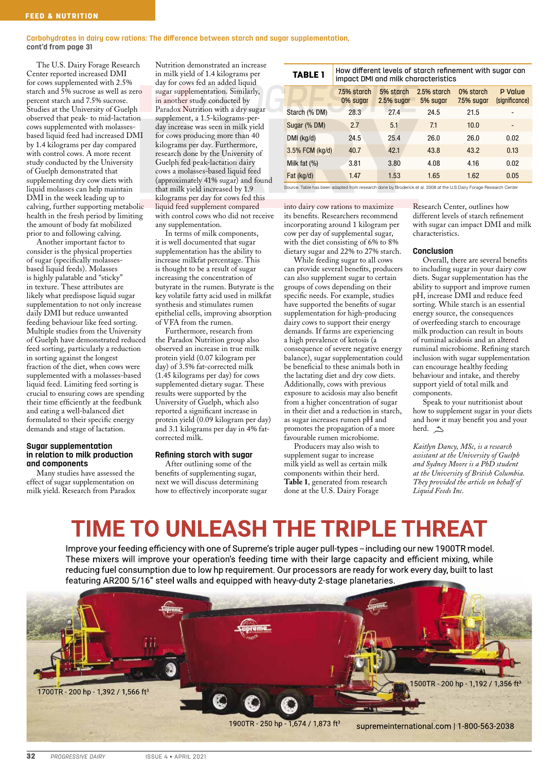**Carbohydrates in dairy cow rations: The difference between starch and sugar supplementation,**
**cont'd from page 31**

The U.S. Dairy Forage Research Center reported increased DMI for cows supplemented with 2.5% starch and 5% sucrose as well as zero percent starch and 7.5% sucrose. Studies at the University of Guelph observed that peak- to mid-lactation cows supplemented with molasses-based liquid feed had increased DMI by 1.4 kilograms per day compared with control cows. A more recent study conducted by the University of Guelph demonstrated that supplementing dry cow diets with liquid molasses can help maintain DMI in the week leading up to calving, further supporting metabolic health in the fresh period by limiting the amount of body fat mobilized prior to and following calving.

Another important factor to consider is the physical properties of sugar (specifically molasses-based liquid feeds). Molasses is highly palatable and "sticky" in texture. These attributes are likely what predispose liquid sugar supplementation to not only increase daily DMI but reduce unwanted feeding behaviour like feed sorting. Multiple studies from the University of Guelph have demonstrated reduced feed sorting, particularly a reduction in sorting against the longest fraction of the diet, when cows were supplemented with a molasses-based liquid feed. Limiting feed sorting is crucial to ensuring cows are spending their time efficiently at the feedbunk and eating a well-balanced diet formulated to their specific energy demands and stage of lactation.

### Sugar supplementation in relation to milk production and components

Many studies have assessed the effect of sugar supplementation on milk yield. Research from Paradox Nutrition demonstrated an increase in milk yield of 1.4 kilograms per day for cows fed an added liquid sugar supplementation. Similarly, in another study conducted by Paradox Nutrition with a dry sugar supplement, a 1.5-kilograms-per-day increase was seen in milk yield for cows producing more than 40 kilograms per day. Furthermore, research done by the University of Guelph fed peak-lactation dairy cows a molasses-based liquid feed (approximately 41% sugar) and found that milk yield increased by 1.9 kilograms per day for cows fed this liquid feed supplement compared with control cows who did not receive any supplementation.

In terms of milk components, it is well documented that sugar supplementation has the ability to increase milkfat percentage. This is thought to be a result of sugar increasing the concentration of butyrate in the rumen. Butyrate is the key volatile fatty acid used in milkfat synthesis and stimulates rumen epithelial cells, improving absorption of VFA from the rumen.

Furthermore, research from the Paradox Nutrition group also observed an increase in true milk protein yield (0.07 kilogram per day) of 3.5% fat-corrected milk (1.45 kilograms per day) for cows supplemented dietary sugar. These results were supported by the University of Guelph, which also reported a significant increase in protein yield (0.09 kilogram per day) and 3.1 kilograms per day in 4% fat-corrected milk.

### Refining starch with sugar

After outlining some of the benefits of supplementing sugar, next we will discuss determining how to effectively incorporate sugar into dairy cow rations to maximize its benefits. Researchers recommend incorporating around 1 kilogram per cow per day of supplemental sugar, with the diet consisting of 6% to 8% dietary sugar and 22% to 27% starch.

While feeding sugar to all cows can provide several benefits, producers can also supplement sugar to certain groups of cows depending on their specific needs. For example, studies have supported the benefits of sugar supplementation for high-producing dairy cows to support their energy demands. If farms are experiencing a high prevalence of ketosis (a consequence of severe negative energy balance), sugar supplementation could be beneficial to these animals both in the lactating diet and dry cow diets. Additionally, cows with previous exposure to acidosis may also benefit from a higher concentration of sugar in their diet and a reduction in starch, as sugar increases rumen pH and promotes the propagation of a more favourable rumen microbiome.

Producers may also wish to supplement sugar to increase milk yield as well as certain milk components within their herd. **Table 1**, generated from research done at the U.S. Dairy Forage Research Center, outlines how different levels of starch refinement with sugar can impact DMI and milk characteristics.

**TABLE 1** How different levels of starch refinement with sugar can impact DMI and milk characteristics

| | 7.5% starch 0% sugar | 5% starch 2.5% sugar | 2.5% starch 5% sugar | 0% starch 7.5% sugar | P Value (significance) |
|---|---|---|---|---|---|
| Starch (% DM) | 28.3 | 27.4 | 24.5 | 21.5 | - |
| Sugar (% DM) | 2.7 | 5.1 | 7.1 | 10.0 | - |
| DMI (kg/d) | 24.5 | 25.4 | 26.0 | 26.0 | 0.02 |
| 3.5% FCM (kg/d) | 40.7 | 42.1 | 43.8 | 43.2 | 0.13 |
| Milk fat (%) | 3.81 | 3.80 | 4.08 | 4.16 | 0.02 |
| Fat (kg/d) | 1.47 | 1.53 | 1.65 | 1.62 | 0.05 |

Source: Table has been adapted from research done by Broderick et al. 2008 at the U.S Dairy Forage Research Center

### Conclusion

Overall, there are several benefits to including sugar in your dairy cow diets. Sugar supplementation has the ability to support and improve rumen pH, increase DMI and reduce feed sorting. While starch is an essential energy source, the consequences of overfeeding starch to encourage milk production can result in bouts of ruminal acidosis and an altered ruminal microbiome. Refining starch inclusion with sugar supplementation can encourage healthy feeding behaviour and intake, and thereby support yield of total milk and components.

Speak to your nutritionist about how to supplement sugar in your diets and how it may benefit you and your herd.

*Kaitlyn Dancy, MSc, is a research assistant at the University of Guelph and Sydney Moore is a PhD student at the University of British Columbia. They provided the article on behalf of Liquid Feeds Inc.*

# TIME TO UNLEASH THE TRIPLE THREAT

Improve your feeding efficiency with one of Supreme's triple auger pull-types – including our new 1900TR model. These mixers will improve your operation's feeding time with their large capacity and efficient mixing, while reducing fuel consumption due to low hp requirement. Our processors are ready for work every day, built to last featuring AR200 5/16" steel walls and equipped with heavy-duty 2-stage planetaries.

1700TR - 200 hp - 1,392 / 1,566 ft³

1900TR - 250 hp - 1,674 / 1,873 ft³

1500TR - 200 hp - 1,192 / 1,356 ft³

supremeinternational.com | 1-800-563-2038